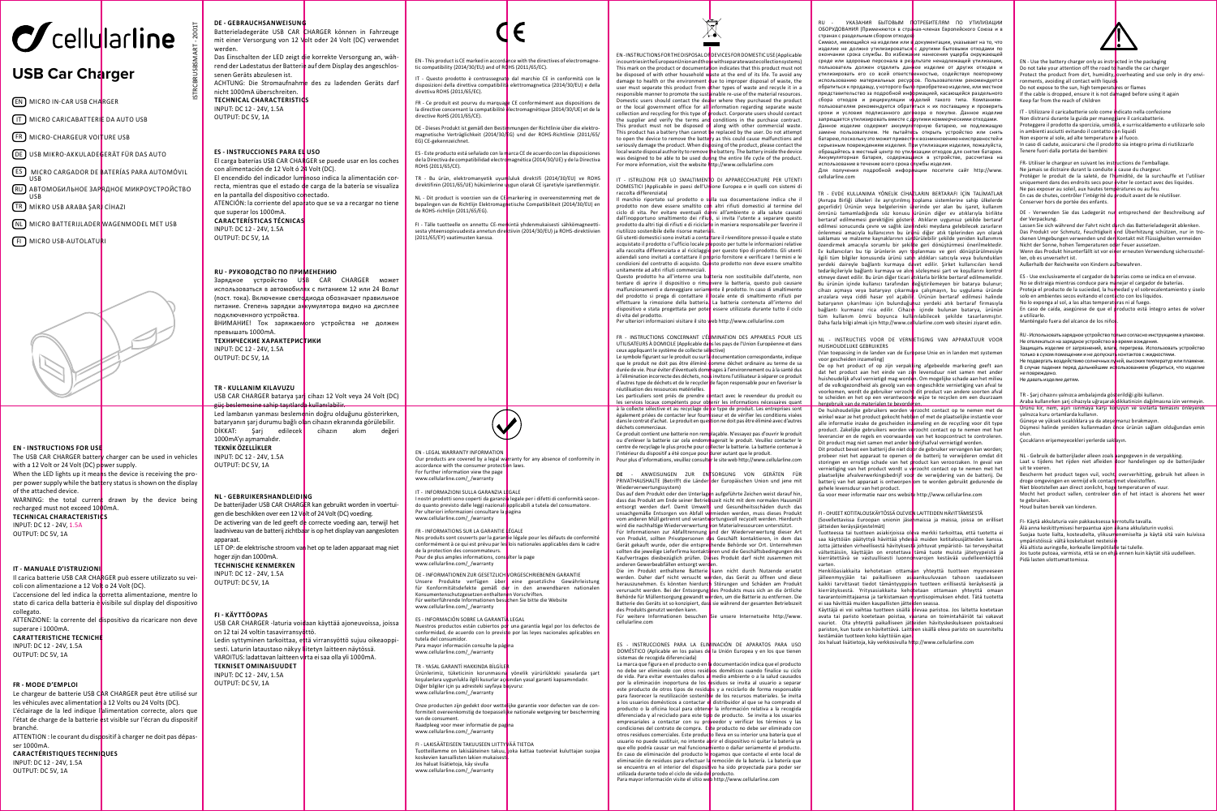# cellularline

## USB Car Charger

- EN MICRO IN-CAR USB CHARGER
- IT MICRO CARICABATTERIE DA AUTO USB
- FR MICRO-CHARGEUR VOITURE USB
- DE USB MIKRO-AKKULADEGERÄT FÜR DAS AUTO
- ES MICRO CARGADOR DE BATERÍAS PARA AUTOMÓVIL USB
- RU АВТОМОБИЛЬНОЕ ЗАРЯДНОЕ МИКРОУСТРОЙСТВО USB
- TR MİKRO USB ARABA ŞARJ CİHAZI
- NL MICRO TERRIJLADER WAGENMODEL MET USB
- FI MICRO USB-AUTOLATURI

ISTRCBRUSBSMART - 2001T

**EN - INSTRUCTIONS FOR USE**

The USB CAR CHARGER battery charger can be used in vehicles with a 12 Volt or 24 Volt (DC) power supply.

When the LED lights up it means the device is receiving the proper power supply while the battery status is shown on the display of the attached device.

WARNING: the total current drawn by the device being recharged must not exceed 1000mA.

**TECHNICAL CHARACTERISTICS**

INPUT: DC 12 - 24V, 1.5A

OUTPUT: DC 5V, 1A

**IT - MANUALE D'ISTRUZIONI**

Il carica batterie USB CAR CHARGER può essere utilizzato su veicoli con alimentazione a 12 Volt o 24 Volt (DC).

L'accensione del led indica la corretta alimentazione, mentre lo stato di carica della batteria è visibile sul display del dispositivo collegato.

ATTENZIONE: la corrente del dispositivo da ricaricare non deve superare i 1000mA.

**CARATTERISTICHE TECNICHE**

INPUT: DC 12 - 24V, 1.5A

OUTPUT: DC 5V, 1A

**FR - MODE D'EMPLOI**

Le chargeur de batterie USB CAR CHARGER peut être utilisé sur les véhicules avec alimentation à 12 Volts ou 24 Volts (DC).

L'éclairage de la led indique l'alimentation correcte, alors que l'état de charge de la batterie est visible sur l'écran du dispositif branché.

ATTENTION : le courant du dispositif à charger ne doit pas dépasser 1000mA.

**CARACTÉRISTIQUES TECHNIQUES**

INPUT: DC 12 - 24V, 1.5A

OUTPUT: DC 5V, 1A

**DE - GEBRAUCHSANWEISUNG**

Batterieladegeräte USB CAR CHARGER können in Fahrzeuge mit einer Versorgung von 12 Volt oder 24 Volt (DC) verwendet werden.

Das Einschalten der LED zeigt die korrekte Versorgung an, während der Ladestatus der Batterie auf dem Display des angeschlossenen Geräts abzulesen ist.

ACHTUNG: Die Stromaufnahme des zu ladenden Geräts darf nicht 1000mA überschreiten.

**TECHNICAL CHARACTERISTICS**

INPUT: DC 12 - 24V, 1.5A

OUTPUT: DC 5V, 1A

**ES - INSTRUCCIONES PARA EL USO**

El carga baterías USB CAR CHARGER se puede usar en los coches con alimentación de 12 Volt o 24 Volt (DC).

El encendido del indicador luminoso indica la alimentación correcta, mientras que el estado de carga de la batería se visualiza en la pantalla del dispositivo conectado.

ATENCIÓN: la corriente del aparato que se va a recargar no tiene que superar los 1000mA.

**CARACTERÍSTICAS TÉCNICAS**

INPUT: DC 12 - 24V, 1.5A

OUTPUT: DC 5V, 1A

**RU - РУКОВОДСТВО ПО ПРИМЕНЕНИЮ**

Зарядное устройство USB CAR CHARGER может использоваться в автомобилях с питанием 12 или 24 Вольт (пост. тока). Включение светодиода обозначает правильное питание. Степень зарядки аккумулятора видна на дисплее подключенного устройства.

ВНИМАНИЕ! Ток заряжаемого устройства не должен превышать 1000mA.

**ТЕХНИЧЕСКИЕ ХАРАКТЕРИСТИКИ**

INPUT: DC 12 - 24V, 1.5A

OUTPUT: DC 5V, 1A

**TR - KULLANIM KILAVUZU**

USB CAR CHARGER batarya şarj cihazı 12 Volt veya 24 Volt (DC) güç beslemesine sahip taşıtlarda kullanılabilir.

Led lambanın yanması beslemenin doğru olduğunu gösterirken, bataryanın şarj durumu bağlı olan cihazın ekranında görülebilir.

DİKKAT: Şarj edilecek cihazın akım değeri 1000mA'yı aşmamalıdır.

**TEKNİK ÖZELLİKLER**

INPUT: DC 12 - 24V, 1.5A

OUTPUT: DC 5V, 1A

**NL - GEBRUIKERSHANDLEIDING**

De batterijlader USB CAR CHARGER kan gebruikt worden in voertuigen die beschikken over een 12 Volt of 24 Volt (DC) voeding.

De activering van de led geeft de correcte voeding aan, terwijl het laadniveau van de batterij zichtbaar is op het display van aangesloten apparaat.

LET OP: de elektrische stroom van het op te laden apparaat mag niet hoger zijn dan 1000mA.

**TECHNISCHE KENMERKEN**

INPUT: DC 12 - 24V, 1.5A

OUTPUT: DC 5V, 1A

**FI - KÄYTTÖOPAS**

USB CAR CHARGER -laturia voidaan käyttää ajoneuvoissa, joissa on 12 tai 24 voltin tasavirransyöttö.

Ledin syttyminen tarkoittaa, että virransyöttö sujuu oikeaoppisesti. Laturin latausta­so näkyy liitetyn laitteen näytössä.

VAROITUS: ladattavan laitteen virta ei saa olla yli 1000mA.

**TEKNISET OMINAISUUDET**

INPUT: DC 12 - 24V, 1.5A

OUTPUT: DC 5V, 1A

CE

EN - This product is CE marked in accordance with the directives of electromagnetic compatibility (2014/30/EU) and of ROHS (2011/65/EC).

IT - Questo prodotto è contrassegnato dal marchio CE in conformità con le disposizioni della direttiva compatibilità elettromagnetica (2014/30/EU) e della direttiva ROHS (2011/65/EC).

FR - Ce produit est pourvu du marquage CE conformément aux dispositions de la directive concernant la compatibilité électromagnétique (2014/30/UE) et de la directive RoHS (2011/65/EC).

DE - Dieses Produkt ist gemäß den Bestimmungen der Richtlinie über die elektromagnetische Verträglichkeit (2014/30/EG) und der ROHS-Richtlinie (2011/65/EG) CE-gekennzeichnet.

ES - Este producto está señalado con la marca CE de acuerdo con las disposiciones de la Directiva de compatibilidad electromagnética (2014/30/UE) y de la Directiva ROHS (2011/65/CE).

TR - Bu ürün, elektromanyetik uyumluluk direktifi (2014/30/EU) ve ROHS direktifinin (2011/65/EC) hükümlerine uygun olarak CE işaretiyle işaretlenmiştir.

NL - Dit product is voorzien van de CE-markering in overeenstemming met de bepalingen van de Richtlijn Elektromagnetische Compatibiliteit (2014/30/EU) en de ROHS-richtlijn (2011/65/EG).

FI - Tälle tuotteelle on annettu CE-merkintä yhdenmukaisesti sähkömagneettisesta yhteensopivuudesta annetun direktiivin (2014/30/EU) ja ROHS-direktiivien (2011/65/EY) vaatimusten kanssa.

EN - LEGAL WARRANTY INFORMATION

Our products are covered by a legal warranty for any absence of conformity in accordance with the consumer protection laws.

For further information view the page

www.cellularline.com/_/warranty

IT - INFORMAZIONI SULLA GARANZIA LEGALE

I nostri prodotti sono coperti da garanzia legale per i difetti di conformità secondo quanto previsto dalle leggi nazionali applicabili a tutela del consumatore.

Per ulteriori informazioni consultare la pagina

www.cellularline.com/_/warranty

FR - INFORMATIONS SUR LA GARANTIE LÉGALE

Nos produits sont couverts par la garantie légale pour les défauts de conformité conformément à ce qui est prévu par les lois nationales applicables dans le cadre de la protection des consommateurs.

Pour de plus amples informations, consulter la page

www.cellularline.com/_/warranty

DE - INFORMATIONEN ZUR GESETZLICH VORGESCHRIEBENEN GARANTIE

Unsere Produkte verfügen über eine gesetzliche Gewährleistung für Konformitätsdefekte gemäß der in den anwendbaren nationalen Konsumentenschutzgesetzen enthaltenen Vorschriften.

Für weiterführende Informationen besuchen Sie bitte die Website

www.cellularline.com/_/warranty

ES - INFORMACIÓN SOBRE LA GARANTÍA LEGAL

Nuestros productos están cubiertos por una garantía legal por los defectos de conformidad, de acuerdo con lo previsto por las leyes nacionales aplicables en tutela del consumidor.

Para mayor información consulte la página

www.cellularline.com/_/warranty

TR - YASAL GARANTİ HAKKINDA BİLGİLER

Ürünlerimiz, tüketicinin korunmasına yönelik yürürlükteki yasalarda şart koşulanlara uygunluk ilgili kusurlar açısından yasal garanti kapsamındadır.

Diğer bilgiler için şu adresteki sayfaya başvuru:

www.cellularline.com/_/warranty

Onze producten zijn gedekt door wettelijke garantie voor defecten van de conformiteit overeenkomstig de toepasselijke nationale wetgeving ter bescherming van de consument.

Raadpleeg voor meer informatie de pagina

www.cellularline.com/_/warranty

FI - LAKISÄÄTEISEEN TAKUUSEEN LIITTYVÄÄ TIETOA

Tuotteillamme on lakisääteinen takuu, joka kattaa tuotevirheet kuluttajan suojaa koskevien kansallisten lakien mukaisesti.

Jos haluat lisätietoja, käy sivulla

www.cellularline.com/_/warranty

EN - INSTRUCTIONS FOR THE DISPOSAL OF DEVICES FOR DOMESTIC USE (Applicable in countries in the European Union and those with separate waste collection systems)

This mark on the product or documentation indicates that this product must not be disposed of with other household waste at the end of its life. To avoid any damage to health or the environment due to improper disposal of waste, the user must separate this product from other types of waste and recycle it in a responsible manner to promote the sustainable re-use of the material resources. Domestic users should contact the dealer where they purchased the product or the local government office for all information regarding separate waste collection and recycling for this type of product. Corporate users should contact the supplier and verify the terms and conditions in the purchase contract. This product must not be disposed of along with other commercial waste. This product has a battery than cannot be replaced by the user. Do not attempt to open the device to remove the battery as this could cause malfunctions and seriously damage the product. When disposing of the product, please contact the local waste disposal authority to remove the battery. The battery inside the device was designed to be able to be used during the entire life cycle of the product. For more information, visit the website http://www.cellularline.com

IT - ISTRUZIONI PER LO SMALTIMENTO DI APPARECCHIATURE PER UTENTI DOMESTICI (Applicabile in paesi dell'Unione Europea e in quelli con sistemi di raccolta differenziata)

Il marchio riportato sul prodotto o sulla sua documentazione indica che il prodotto non deve essere smaltito con altri rifiuti domestici al termine del ciclo di vita. Per evitare eventuali danni all'ambiente o alla salute causati dall'inopportuno smaltimento dei rifiuti, si invita l'utente a separare questo prodotto da altri tipi di rifiuti e di riciclarlo in maniera responsabile per favorire il riutilizzo sostenibile delle risorse materiali.

Gli utenti domestici sono invitati a contattare il rivenditore presso il quale è stato acquistato il prodotto o l'ufficio locale preposto per tutte le informazioni relative alla raccolta differenziata e al riciclaggio per questo tipo di prodotto. Gli utenti aziendali sono invitati a contattare il proprio fornitore e verificare i termini e le condizioni del contratto di acquisto. Questo prodotto non deve essere smaltito unitamente ad altri rifiuti commerciali.

Questo prodotto ha all'interno una batteria non sostituibile dall'utente, non tentare di aprire il dispositivo o rimuovere la batteria, questo può causare malfunzionamenti e danneggiare seriamente il prodotto. In caso di smaltimento del prodotto si prega di contattare il locale ente di smaltimento rifiuti per effettuare la rimozione della batteria. La batteria contenuta all'interno del dispositivo è stata progettata per poter essere utilizzata durante tutto il ciclo di vita del prodotto.

Per ulteriori informazioni visitare il sito web http://www.cellularline.com

FR - INSTRUCTIONS CONCERNANT L'ÉLIMINATION DES APPAREILS POUR LES UTILISATEURS À DOMICILE (Applicable dans les pays de l'Union Européenne et dans ceux appliquant le système de collecte sélective)

Le symbole figurant sur le produit ou sur la documentation correspondante, indique que le produit ne doit pas être éliminé comme déchet ordinaire au terme de sa durée de vie. Pour éviter d'éventuels dommages à l'environnement ou à la santé dus à l'élimination incorrecte des déchets, nous invitons l'utilisateur à séparer ce produit d'autres type de déchets et de le recycler de façon responsable pour en favoriser la réutilisation des ressources matérielles.

Les particuliers sont priés de prendre contact avec le revendeur du produit ou les services locaux compétents pour obtenir les informations nécessaires quant à la collecte sélective et au recyclage de ce type de produit. Les entreprises sont également priées de contacter leur fournisseur et de vérifier les conditions visées dans le contrat d'achat. Le produit en question ne doit pas être éliminé avec d'autres déchets commerciaux.

Ce produit contient une batterie non remplaçable. N'essayez pas d'ouvrir le produit ou d'enlever la batterie car cela endommagerait le produit. Veuillez contacter le centre de recyclage le plus proche pour collecter la batterie. La batterie contenue à l'intérieur du dispositif a été conçue pour durer autant que le produit.

Pour plus d'informations, veuillez consulter le site web http://www.cellularline.com

**DE** - ANWEISUNGEN ZUR ENTSORGUNG VON GERÄTEN FÜR PRIVATHAUSHALTE (Betrifft die Länder der Europäischen Union und jene mit Wiederverwertungssystem)

Das auf dem Produkt oder den Unterlagen aufgeführte Zeichen weist darauf hin, dass das Produkt am Ende seiner Betriebszeit nicht mit dem normalen Hausmüll entsorgt werden darf. Damit Umwelt- und Gesundheitsschäden durch das unsachgemäße Entsorgen von Abfall vermieden werden, muss dieses Produkt vom anderen Müll getrennt und verantwortungsvoll recycelt werden. Hierdurch wird die nachhaltige Wiederverwertung von Materialressourcen unterstützt.

Für Informationen zur Abfalltrennung und der Wiederverwertung dieser Art von Produkt, sollten Privatpersonen das Geschäft kontaktieren, in dem das Gerät gekauft wurde, oder die entsprechende Behörde vor Ort. Unternehmen sollten die jeweilige Lieferfirma kontaktieren und die Geschäftsbedingungen des Kaufvertrages diesbezüglich prüfen. Dieses Produkt darf nicht zusammen mit anderen Gewerbeabfällen entsorgt werden.

Die im Produkt enthaltene Batterie kann nicht durch Nutzende ersetzt werden. Daher darf nicht versucht werden, das Gerät zu öffnen und diese herauszunehmen. Es könnten hierdurch Störungen und Schäden am Produkt verursacht werden. Bei der Entsorgung des Produkts muss sich an die örtliche Behörde für Müllentsorgung gewandt werden, um die Batterie zu entfernen. Die Batterie des Geräts ist so konzipiert, dass sie während der gesamten Betriebszeit des Produkts genutzt werden kann.

Für weitere Informationen besuchen Sie unsere Internetseite http://www.cellularline.com

ES - INSTRUCCIONES PARA LA ELIMINACIÓN DE APARATOS PARA USO DOMÉSTICO (Aplicable en los países de la Unión Europea y en los que tienen sistemas de recogida diferenciada)

La marca que figura en el producto o en la documentación indica que el producto no debe ser eliminado con otros residuos domésticos cuando finalice su ciclo de vida. Para evitar eventuales daños al medio ambiente o a la salud causados por la eliminación inoportuna de los residuos se invita al usuario a separar este producto de otros tipos de residuos y a reciclarlo de forma responsable para favorecer la reutilización sostenible de los recursos materiales. Se invita a los usuarios domésticos a contactar el distribuidor al que se ha comprado el producto o la oficina local para obtener la información relativa a la recogida diferenciada y al reciclado para este tipo de producto. Se invita a los usuarios empresariales a contactar con su proveedor y verificar los términos y las condiciones del contrato de compra. Este producto no debe ser eliminado con otros residuos comerciales. Este producto lleva en su interior una batería que el usuario no puede sustituir, no intente abrir el dispositivo ni quitar la batería ya que ello podría causar un mal funcionamiento o dañar seriamente el producto. En caso de eliminación del producto le rogamos que contacte el ente local de eliminación de residuos para efectuar la remoción de la batería. La batería que se encuentra en el interior del dispositivo ha sido proyectada para poder ser utilizada durante todo el ciclo de vida del producto.

Para mayor información visite el sitio web http://www.cellularline.com

RU - УКАЗАНИЯ БЫТОВЫМ ПОТРЕБИТЕЛЯМ ПО УТИЛИЗАЦИИ ОБОРУДОВАНИЯ (Применяются в странах-членах Европейского Союза и в странах с раздельным сбором отходов)

Символ, имеющийся на изделии или в документации, указывает на то, что изделие не должно утилизироваться с другими бытовыми отходами по окончании срока службы. Во избежание нанесения ущерба окружающей среде или здоровью персонала в результате ненадлежащей утилизации, пользователь должен отделить данное изделие от других отходов и утилизировать его со всей ответственностью, содействуя повторному использованию материальных ресурсов. Пользователям рекомендуется обратиться к продавцу, у которого было приобретено изделие, или местное представительство за подробной информацией, касающейся раздельного сбора отходов и рециркуляции изделий такого типа. Компаниям-пользователям рекомендуется обратиться к их поставщику и проверить сроки и условия подписанного договора о покупке. Данное изделие запрещается утилизировать вместе с другими коммерческими отходами.

Данное изделие содержит аккумуляторную батарею, не подлежащую замене пользователем. Не пытайтесь открыть устройство или снять батарею, поскольку это может привести к возникновению неисправностей и серьезным повреждениям изделия. При утилизации изделия, пожалуйста, обращайтесь в местный центр по утилизации отходов для снятия батареи. Аккумуляторная батарея, содержащаяся в устройстве, рассчитана на использование в течение всего срока службы изделия.

Для получения подробной информации посетите сайт http://www.cellularline.com

TR - EVDE KULLANIMA YÖNELİK CİHAZLARIN BERTARAFI İÇİN TALİMATLAR (Avrupa Birliği ülkeleri ile ayrıştırılmış toplama sistemlerine sahip ülkelerde geçerlidir) Ürünün veya belgelerinin üzerinde yer alan bu işaret, kullanım ömrünü tamamladığında söz konusu ürünün diğer ev atıklarıyla birlikte bertaraf edilmemesi gerektiğini gösterir. Atıkların uygunsuz şekilde bertaraf edilmesi sonucunda çevre ve sağlık üzerindeki meydana gelebilecek zararların önlenmesi amacıyla kullanıcının bu ürünü diğer atık tiplerinden ayrı olarak saklaması ve malzeme kaynaklarının sürdürülebilir şekilde yeniden kullanımını desteklemek amacıyla sorumlu bir şekilde geri dönüştürmesi önerilmektedir.

Ev kullanıcıları bu tip ürünlerin ayrı toplanması ve geri dönüştürülmesiyle ilgili tüm bilgiler konusunda ürünü satın aldıkları satıcıyla veya bulundukları yerdeki daireyle bağlantı kurmaya davet edilir. Şirket kullanıcıları kendi tedarikçileriyle bağlantı kurmaya ve alım sözleşmesi şart ve koşullarını kontrol etmeye davet edilir. Bu ürün diğer ticari atıklarla birlikte bertaraf edilmemelidir.

Bu ürünün içinde kullanıcı tarafından değiştirilemeyen bir batarya bulunur; cihazı açmaya veya bataryayı çıkarmaya çalışmayın, bu uygulama üründe arızalara veya ciddi hasar yol açabilir. Ürünün bertaraf edilmesi halinde bataryanın çıkarılması için bulunduğunuz yerdeki atık bertaraf firmasıyla bağlantı kurmanız rica edilir. Cihazın içinde bulunan batarya, ürünün tüm kullanım ömrü boyunca kullanılabilecek şekilde tasarlanmıştır.

Daha fazla bilgi almak için http://www.cellularline.com web sitesini ziyaret edin.

NL - INSTRUCTIES VOOR DE VERNIETIGING VAN APPARATUUR VOOR HUISHOUDELIJKE GEBRUIKERS

(Van toepassing in de landen van de Europese Unie en in landen met systemen voor gescheiden inzameling)

De op het product of op zijn verpakking afgebeelde markering geeft aan dat het product aan het einde van zijn levensduur niet samen met ander huishoudelijk afval vernietigd mag worden. Om mogelijke schade aan het milieu of de volksgezondheid als gevolg van een ongeschikte vernietiging van afval te voorkomen, wordt de gebruiker verzocht dit product van andere soorten afval te scheiden en het op een verantwoorde wijze te recyclen om een duurzaam hergebruik van de materialen te bevorderen.

De huishoudelijke gebruikers worden verzocht contact op te nemen met de winkel waar ze het product gekocht hebben of met de plaatselijke instantie voor alle informatie inzake de gescheiden inzameling en de recycling voor dit type product. Zakelijke gebruikers worden verzocht contact op te nemen met hun leverancier en de regels en voorwaarden van het koopcontract te controleren. Dit product mag niet samen met ander bedrijfsafval vernietigd worden.

Dit product bevat een batterij die niet door de gebruiker vervangen kan worden; probeer niet het apparaat te openen of de batterij te verwijderen omdat dit storingen en ernstige schade van het product kan veroorzaken. In geval van vernietiging van het product wordt u verzocht contact op te nemen met het plaatselijke afvalverwerkingsbedrijf voor de verwijdering van de batterij. De batterij van het apparaat is ontworpen om te worden gebruikt gedurende de gehele levensduur van het product.

Ga voor meer informatie naar ons website http://www.cellularline.com

FI - OHJEET KOTITALOUSKÄYTÖSSÄ OLEVIEN LAITTEIDEN HÄVITTÄMISESTÄ

(Sovellettavissa Euroopan unionin jäsenmaissa ja maissa, joissa on erilliset jätteiden keräysjärjestelmät)

Tuotteessa tai tuotteen asiakirjoissa oleva merkki tarkoittaa, että tuotetta ei saa käyttöiän päätyttyä hävittää yhdessä muiden kotitalousjätteiden kanssa. Jotta jätteiden virheellisestä hävityksestä johtuvat ympäristö- tai terveyshaitat vältettäisiin, käyttäjän on erotettava tämä tuote muista jätetyypeistä ja kierrätettävä se vastuullisesti luonnonvarojen kestävän uudelleenkäytön varten.

Henkilöasiakkaita kehotetaan ottamaan yhteyttä tuotteen myyneeseen jälleenmyyjään tai paikalliseen asiaankuuluvaan tahoon saadakseen kaikki tarvittavat tiedot tämäntyyppisen tuotteen erillisestä keräyksestä ja kierrätyksestä. Yritysasiakkaita kehotetaan ottamaan yhteyttä omaan tavarantoimittajaansa ja tarkistamaan myyntisopimuksen ehdot. Tätä tuotetta ei saa hävittää muiden kaupallisten jätteiden seassa.

Käyttäjä ei voi vaihtaa tuotteen sisällä olevaa paristoa. Jos laitetta koetetaan avata tai paristo koetetaan poistaa, vaarana on toimintahäiriöt tai vakavat vauriot. Ota yhteyttä paikalliseen jätteiden hävityskeskukseen poistaaksesi pariston, kun tuote on hävitettävä. Laitteen sisällä oleva paristo on suunniteltu kestämään tuotteen koko käyttöiän ajan.

Jos haluat lisätietoja, käy verkkosivulla http://www.cellularline.com

EN - Use the battery charger only as instructed in the packaging

Do not take your attention off the road to handle the car charger

Protect the product from dirt, humidity, overheating and use only in dry environments, avoiding all contact with liquids

Do not expose to the sun, high temperatures or flames

If the cable is dropped, ensure it is not damaged before using it again

Keep far from the reach of children

IT - Utilizzare il caricabatterie solo come indicato nella confezione

Non distrarsi durante la guida per maneggiare il caricabatterie.

Proteggere il prodotto da sporcizia, umidità, e surriscaldamento e utilizzarlo solo in ambienti asciutti evitando il contatto con liquidi.

Non esporre al sole, ad alte temperature o al fuoco.

In caso di cadute, assicurarsi che il prodotto sia integro prima di riutilizzarlo

Tenere fuori dalla portata dei bambini

FR - Utiliser le chargeur en suivant les instructions de l'emballage.

Ne jamais se distraire durant la conduite à cause du chargeur.

Protéger le produit de la saleté, de l'humidité, de la surchauffe et l'utiliser uniquement dans des endroits secs pour éviter le contact avec des liquides.

Ne pas exposer au soleil, aux hautes températures ou au feu.

En cas de chutes, contrôler l'intégrité du produit avant de le réutiliser.

Conserver hors de portée des enfants.

DE - Verwenden Sie das Ladegerät nur entsprechend der Beschreibung auf der Verpackung.

Lassen Sie sich während der Fahrt nicht durch das Batterieladegerät ablenken.

Das Produkt vor Schmutz, Feuchtigkeit und Überhitzung schützen, nur in trockenen Umgebungen verwenden und den Kontakt mit Flüssigkeiten vermeiden

Nicht der Sonne, hohen Temperaturen oder Feuer aussetzen.

Wenn das Produkt hinunterfällt ist vor einer erneuten Verwendung sicherzustellen, ob es unbeschädigt ist.

Außerhalb der Reichweite von Kindern aufbewahren.

ES - Use exclusivamente el cargador de baterías como se indica en el envase.

No se distraiga mientras conduce para manejar el cargador de baterías.

Proteja el producto de la suciedad, la humedad y el sobrecalentamiento y úselo solo en ambientes secos evitando el contacto con los líquidos.

No lo exponga al sol, a las altas temperaturas ni al fuego.

En caso de caída, asegúrese de que el producto está íntegro antes de volver a utilizarlo.

Manténgalo fuera del alcance de los niños.

RU - Использовать зарядное устройство только согласно инструкциям в упаковке.

Не отвлекаться на зарядное устройство во время вождения.

Защищать изделие от загрязнений, влаги, перегрева. Использовать устройство только в сухом помещении и не допускать контакта с жидкостями.

Не подвергать воздействию солнечных лучей, высоких температур или пламени.

В случае падения перед дальнейшим использованием убедиться, что изделие не повреждено.

Не давать изделие детям.

TR - Şarj cihazını yalnızca ambalajında gösterildiği gibi kullanın.

Araba kullanırken şarj cihazıyla uğraşarak dikkatinizin dağılmasına izin vermeyin.

Ürünü kir, nem, aşırı ısınmaya karşı koruyun ve sıvılarla temasını önleyerek yalnızca kuru ortamlarda kullanın.

Güneşe ve yüksek sıcaklıklara ya da ateşe maruz bırakmayın.

Düşmesi halinde yeniden kullanmadan önce ürünün sağlam olduğundan emin olun.

Çocukların erişemeyecekleri yerlerde saklayın.

NL - Gebruik de batterijlader alleen zoals aangegeven in de verpakking.

Laat u tijdens het rijden niet afleiden door handelingen op de batterijlader uit te voeren.

Bescherm het product tegen vuil, vocht, oververhitting, gebruik het alleen in droge omgevingen en vermijd elk contact met vloeistoffen.

Niet blootstellen aan direct zonlicht, hoge temperaturen of vuur.

Mocht het product vallen, controleer dan of het intact is alvorens het weer te gebruiken.

Houd buiten bereik van kinderen.

FI- Käytä akkulaturia vain pakkauksessa kerrotulla tavalla.

Älä anna keskittymisesi herpaantua ajon aikana akkulaturin vuoksi.

Suojaa tuote lialta, kosteudelta, ylikuumenemiselta ja käytä sitä vain kuivissa ympäristöissä: vältä kosketukset nesteisiin

Älä altista auringolle, korkealle lämpötilalle tai tulelle.

Jos tuote putoaa, varmista, että se on ehjä ennen kuin käytät sitä uudelleen.

Pidä lasten ulottumattomissa.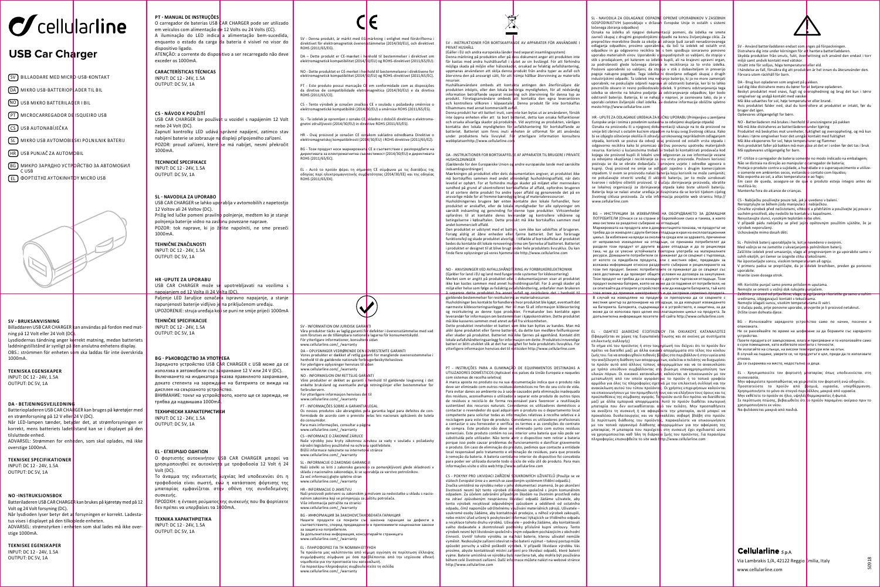cellularline

# USB Car Charger

- SV BILLADDARE MED MICRO-USB-KONTAKT
- DA MIKRO USB-BATTERIOPLADER TIL BIL
- NO USB MIKRO BATTERILADER I BIL
- PT MICROCARREGADOR DE ISQUEIRO USB
- CS USB AUTONABÍJEČKA
- SL MIKRO USB AVTOMOBILSKI POLNILNIK BATERIJ
- HR USB PUNJAČ ZA AUTOMOBIL
- BG МИКРО ЗАРЯДНО УСТРОЙСТВО ЗА АВТОМОБИЛ С USB
- EL ΦΟΡΤΙΣΤΗΣ ΑΥΤΟΚΙΝΗΤΟΥ MICRO USB

## SV - BRUKSANVISNING

Billaddaren USB CAR CHARGER kan användas på fordon med matning på 12 Volt eller 24 Volt (DC).
Lysdiodernas tändning anger korrekt matning, medan batteriets laddningsstillstånd är synligt på den anslutna enhetens display.
OBS.: strömmen för enheten som ska laddas får inte överskrida 1000mA.

**TEKNISKA EGENSKAPER**
INPUT: DC 12 - 24V, 1.5A
OUTPUT: DC 5V, 1A

## DA - BETJENINGSVEJLEDNING

Batteriopladeren USB CAR CHARGER kan bruges på køretøjer med en strømforsyning på 12 V eller 24 V (DC).
Når LED-lampen tænder, betyder det, at strømforsyningen er korrekt, mens batteriets ladetilstand kan se i displayet på den tilsluttede enhed.
ADVARSEL: Strømmen for enheden, som skal oplades, må ikke overstige 1000mA.

**TEKNISKE SPECIFIKATIONER**
INPUT: DC 12 - 24V, 1.5A
OUTPUT: DC 5V, 1A

## NO -INSTRUKSJONSBOK

Batteriladeren USB CAR CHARGER kan brukes på kjøretøy med på 12 Volt og 24 Volt forsyning (DC).
Når lysdioden lyser betyr det at forsyningen er korrekt. Ladestatus vises i displayet på den tilkoblede enheten.
ADVARSEL: strømstyrken i enheten som skal lades må ikke overstige 1000mA.

**TEKNISKE EGENSKAPER**
INPUT: DC 12 - 24V, 1.5A
OUTPUT: DC 5V, 1A

## PT - MANUAL DE INSTRUÇÕES

O carregador de baterias USB CAR CHARGER pode ser utilizado em veículos com alimentação de 12 Volts ou 24 Volts (CC).
A iluminação do LED indica a alimentação bem-sucedida, enquanto o estado da carga da bateria é visível no visor do dispositivo ligado.
ATENÇÃO: a corrente do dispositivo a ser recarregado não deve exceder os 1000mA.

**CARACTERÍSTICAS TÉCNICAS**
INPUT: DC 12 - 24V, 1.5A
OUTPUT: DC 5V, 1A

## CS - NÁVOD K POUŽITÍ

USB CAR CHARGER lze používat v vozidel s napájením 12 Volt nebo 24 Volt (DC).
Zapnutí kontrolky LED udává správné napájení, zatímco stav nabíjení baterie se zobrazuje na displeji připojeného zařízení.
POZOR: proud zařízení, které se má nabíjet, nesmí překročit 1000mA.

**TECHNICKÉ SPECIFIKACE**
INPUT: DC 12 - 24V, 1.5A
OUTPUT: DC 5V, 1A

## SL - NAVODILA ZA UPORABO

USB CAR CHARGER se lahko uporablja v avtomobilih z napetostjo 12 Voltov ali 24 Voltov (DC).
Prižig led lučke pomeni pravilno polnjenje, medtem ko je stanje polnjenja baterije vidno na zaslonu povezane naprave.
POZOR: tok naprave, ki jo želite napolniti, ne sme preseči 1000mA.

**TEHNIČNE ZNAČILNOSTI**
INPUT: DC 12 - 24V, 1.5A
OUTPUT: DC 5V, 1A

## HR -UPUTE ZA UPORABU

USB CAR CHARGER može se upotrebljavati na vozilima s napajanjem od 12 Volta ili 24 Volta (DC).
Paljenje LED žaruljice označava ispravno napajanje, a stanje napunjenosti baterije vidljivo je na priključenom uređaju.
UPOZORENJE: struja uređaja koji se puni ne smije prijeći 1000mA

**TEHNIČKE SPECIFIKACIJE**
INPUT: DC 12 - 24V, 1.5A
OUTPUT: DC 5V, 1A

## BG - РЪКОВОДСТВО ЗА УПОТРЕБА

Зарядното устройство USB CAR CHARGER с USB може да се използва в автомобили със захранване 12 V или 24 V (DC).
Включването на индикатора указва правилното захранване, докато степента на зареждане на батерията се вижда на дисплея на свързаното устройство.
ВНИМАНИЕ: токът на устройството, което ще се зарежда, не трябва да надвишава 1000mA.

**ТЕХНИЧЕСКИ ХАРАКТЕРИСТИКИ**
INPUT: DC 12 - 24V, 1.5A
OUTPUT: DC 5V, 1A

## EL - ΕΓΧΕΙΡΙΔΙΟ ΟΔΗΓΙΩΝ

Ο φορτιστής αυτοκινήτου USB CAR CHARGER μπορεί να χρησιμοποιηθεί σε αυτοκίνητα με τροφοδοσία 12 Volt ή 24 Volt (DC).
Το άναμμα της ενδεικτικής λυχνίας led υποδεικνύει ότι η τροφοδοσία είναι σωστή, ενώ η κατάσταση φόρτισης της μπαταρίας εμφανίζεται στην οθόνη της συνδεδεμένης συσκευής.
ΠΡΟΣΟΧΗ: η ένταση ρεύματος της συσκευής που θα φορτίσετε δεν πρέπει να υπερβαίνει τα 1000mA.

**ΤΕΧΝΙΚΑ ΧΑΡΑΚΤΗΡΙΣΤΙΚΑ**
INPUT: DC 12 - 24V, 1.5A
OUTPUT: DC 5V, 1A

---

CE

SV - Denna produkt, är märkt med CE-märkning i enlighet med förskrifterna i direktivet för elektromagnetisk överensstämmelse (2014/30/EU), och direktivet ROHS (2011/65/EG).

DA – Dette produkt er CE-mærket i henhold til bestemmelser i direktivet om elektromagnetisk kompatibilitet (2014/30/EU) og ROHS-direktivet (2011/65/EU).

NO - Dette produktet er CE-merket i henhold til bestemmelsene i direktivene for elektromagnetisk kompatibilitet (2014/30/EU) og ROHS-direktivet (2011/65/EC).

PT - Este produto possui marcação CE em conformidade com as disposições da diretiva de compatibilidade eletromagnética (2014/30/EU) e da diretiva ROHS (2011/65/CE).

CS - Tento výrobek je označen značkou CE v souladu s požadavky směrnice o elektromagnetické kompatibilitě (2014/30/EU) a směrnice ROHS (2011/65/ES).

SL - Ta izdelek je opremljen z oznako CE, skladno z določili direktive o elektromagnetni združljivosti (2014/30/EU) in direktive ROHS (2011/65/ES).

HR - Ovaj proizvod je označen CE oznakom sukladno odredbama Direktive o elektromagnetskoj kompatibilnosti (2014/30/EU) i ROHS direktive (2011/65/EZ).

BG - Този продукт носи маркировката CE в съответствие с разпоредбите на директивата за електромагнитна съвместимост (2014/30/EU) и директивата ROHS (2011/65/ЕС).

EL - Αυτό το προϊόν φέρει τη σήμανση CE σύμφωνα με τις διατάξεις της οδηγίας περί ηλεκτρομαγνητικής συμβατότητας (2014/30/ΕΕ) και της οδηγίας ROHS (2011/65/ΕΚ).

SV - INFORMATION OM JURIDISK GARANTI
Våra produkter täcks av laglig garanti för defekter i överensstämmelse med vad som förutses av de tillämpbara nationella lagarna för konsumentskydd.
För ytterligare information, konsultera sidan
www.cellularline.com/_/warranty

DA – OPLYSNINGER VEDRØRENDE DEN LOVBESTEMTE GARANTI
Vores produkter er dækket af retlig garanti for manglende overensstemmelse i henhold til de gældende nationale forbrugerbeskyttelseslove.
For yderligere oplysninger henvises til siden
www.cellularline.com/_/warranty

NO - INFORMASJON OM RETTSLIG GARANTI
Våre produkter er dekket av garanti i henhold til gjeldende lovgivning i det enkelte brukerland og eventuelle avvige retningslinjer eller bestemmelser for forbrukervern.
For ytterligere informasjon henvises det til
www.cellularline.com/_/warranty

PT - INFORMAÇÕES SOBRE A GARANTIA LEGAL
Os nossos produtos são abrangidos pela garantia legal para defeitos de conformidade de acordo com o previsto pelas leis nacionais aplicáveis de tutela do consumidor.
Para mais informações, consultar a página
www.cellularline.com/_/warranty

CS – INFORMACE O ZÁKONNÉ ZÁRUCE
Naše výrobky jsou kryty zákonnou zárukou za vady v souladu s požadavky národní legislativy použitelné na ochranu spotřebitele.
Bližší informace naleznete na internetové stránce
www.cellularline.com/_/warranty

SL - INFORMACIJE O ZAKONSKI GARANCIJI
Naši izdelki so kriti z zakonsko garancijo za pomanjkljivosti glede skladnosti v skladu z nacionalno zakonodajo, ki se uporablja za varstvo potrošnikov.
Za več informacij glejte spletno stran
www.cellularline.com/_/warranty

HR - INFORMACIJE O JAMSTVU
Naši proizvodi pokriveni su zakonskim jamstvom za nedostatke u skladu s nacionalnim zakonima koji se primjenjuju na zaštitu potrošača.
Više informacija potražite na stranici
www.cellularline.com/_/warranty

BG - ИНФОРМАЦИЯ ЗА ЗАКОНОУСТАНОВЕНАТА ГАРАНЦИЯ
Нашите продукти са покрити със законна гаранция за дефекти в съответствието, според предвиденото в приложимите национални закони за защита на потребителя.
За допълнителна информация, консултирайте страницата
www.cellularline.com/_/warranty

EL - ΠΛΗΡΟΦΟΡΙΕΣ ΓΙΑ ΤΗ ΝΟΜΙΜΗ ΕΓΓΥΗΣΗ
Τα προϊόντα μας καλύπτονται από νόμιμη εγγύηση σε περίπτωση έλλειψης συμμόρφωσης σύμφωνα με όσα προβλέπονται από την ισχύουσα εθνική νομοθεσία για την προστασία του καταναλωτή.
Για περαιτέρω πληροφορίες συμβουλευτείτε τη σελίδα
www.cellularline.com/_/warranty

---

SV - INSTRUKTIONER FÖR BORTSKAFFANDE AV APPARATER FÖR ANVÄNDARE I PRIVAT HUSHÅLL
(Gäller i EU och andra europeiska länder med separat insamlingssystem)
Denna märkning på produkten eller på dess dokument anger att produkten inte får kastas med andra hushållsavfall i slutet av sin livslängd. För att förhindra möjliga skada på miljön eller hälsoskador, orsakad av felaktig avfallshantering, uppmanas användaren att skilja denna produkt från andra typer av avfall och återvinna den på ansvarigt sätt, för att främja hållbar återvinning av materiella resurser.
Hushållsanvändare ombeds att kontakta antingen den återförsäljare där produkten köpts, eller den lokala berörda myndigheten, för all nödvändig information beträffande separat insamling och återvinning för denna typ av produkt. Företagsanvändare ombeds att kontakta den egna leverantören och kontrollera villkoren i köpeavtalet. Denna produkt får inte bortskaffas tillsammans med annat kommersiellt avfall.
Denna produkt har ett batteri inuti, som inte kan bytas ut av användaren, försök inte öppna enheten eller att ta bort batteriet, detta kan orsaka felfunktioner och orsaka allvarliga skador på produkten. Vid avyttring av produkten, vänligen kontakta den lokala myndigheten för avfallshantering för borttagning av batteriet. Batteriet som finns inuti enheten är utformat för att användas under produktens hela livscykel. För ytterligare information konsultera webbplatsenhttp://www.cellularline.com

DA - INSTRUKTIONER FOR BORTSKAFFELSE AF APPARATER TIL BRUGERE I PRIVATE HUSHOLDNINGER
(Gældende for den Europæiske Union og andre europæiske lande med særskilte indsamlingsordninger)
Mærkningen på produktet eller dets dokumentation angiver, at produktet ikke må bortskaffes sammen med andet almindeligt husholdningsaffald, når dets levetid er ophørt. For at forhindre mulige skader på miljøet eller menneskers sundhed på grund af ukontrolleret bortskaffelse af affald, opfordres brugeren til at sortere dette produkt fra andre typer affald og genanvende det på en ansvarlig måde for at fremme bæredygtig brug af materialeressourcer.
Husholdningernes brugere bør enten kontakte den lokale forhandler, hvor produktet er anskaffet, eller de lokale myndigheder for alle oplysninger om særskilt indsamling og genvinding for denne type produkter. Virksomheder opfordres til at kontakte deres leverandør og kontrollere vilkårene og betingelserne i købsaftalen. Dette produkt må ikke bortskaffes sammen med andet kommercielt affald.
Den produktet er udstyret med et batteri, som ikke kan udskiftes af brugeren. Forsøg aldrig at åbne enheden eller fjerne batteriet. Det kan forårsage funktionsfejl og skade produktet alvorligt. I tilfælde af bortskaffelse af produktet bedes du kontakte de lokale renoveringsfirma om fjernelse af batteriet. Batteriet i produktet er designet til at blive brugt under hele produktets livscyklus. Du kan finde flere oplysninger på vores hjemmeside http://www.cellularline.com

NO - ANVISNINGER VED AVFALLSHÅNDTERING AV FORBRUKERELEKTRONIKK
(Gjelder for land i EU og land med fungerende systemer for kildesortering)
Merket som er angitt på produktet eller i dokumentasjonen viser at produktet ikke kan kastes sammen med annet husholdningsavfall. For å unngå skader på miljø eller helse som følge av feilaktig avfallshåndtering, anbefaler man brukeren å separere dette produktet fra annet avfall og resirkulere det i henhold til gjeldende bestemmelser for resirkulering av materialressurser.
Husholdninger bes kontakte forhandleren hvor produktet ble kjøpt, eventuelt det nærmeste kildesorteringsanlegget. Her vil man få all informasjon om kildesortering og resirkulering av denne type produkter. Firmakunder bes kontakte egen leverandør for informasjon om bestemmelser i kjøpskontrakten. Dette produktet må ikke kasseres sammen med annet avfall fra virksomheten.
Dette produktet inneholder et batteri som ikke kan byttes av kunden. Man må aldri åpne produktet eller fjerne batteriet, da dette kan medføre feilfunksjoner eller skade på produktet. Batteriet må ikke fjernes på egenhånd. Kontakt ditt lokale avfallshåndteringsanlegg for informasjon om dette. Produktets innvendige batteri er blitt utviklet slik at det har samme levetid som selve produktet. For ytterligere informasjon henvises det til nettsiden http://www.cellularline.com

PT - INSTRUÇÕES PARA A ELIMINAÇÃO DE EQUIPAMENTOS DESTINADAS A UTILIZADORES DOMÉSTICOS (Aplicável nos países da União Europeia e naqueles com sistemas de recolha seletiva)
A marca aposta no produto ou na sua documentação indica que o produto não deve ser eliminado com outros resíduos domésticos no fim do seu ciclo de vida. Para evitar danos ao ambiente ou à saúde causados pela eliminação inadequada dos resíduos, aconselhamos o utilizador a separar este produto de outros tipos de resíduos e recicla-lo de forma responsável para favorecer a reutilização sustentável dos recursos naturais. Convidamos os utilizadores domésticos a contactar o revendedor do qual adquiriram o produto ou o departamento local competente para solicitar todas as informações relativas à recolha seletiva e à reciclagem para este tipo de produto. Convidamos os utilizadores profissionais a contactar o seu fornecedor e verificar os termos e as condições do contrato de compra. Este produto não deve ser eliminado junto com outros resíduos comerciais. Este produto contém no seu interior uma bateria que não pode ser substituída pelo utilizador. Não tente abrir o dispositivo nem retirar a bateria porque isso pode causar problemas de funcionamento e danificar gravemente o produto. Em caso de eliminação do produto, pedimos que contacte a entidade local responsável pelo tratamento e eliminação de resíduos, para que proceda à remoção da bateria. A bateria contida no interior do dispositivo foi concebida para ser utilizada durante todo o ciclo de vida útil do produto. Para mais informações visite o site web http://www.cellularline.com

CS - POKYNY PRO LIKVIDACI ZAŘÍZENÍ SOUKROMÝCH UŽIVATELŮ (Použije se ve státech Evropské Unie a v zemích se zavedeným systémem třídění odpadu.)
Značka umístěná na výrobku nebo v jeho dokumentaci znamená, že po ukončení životnosti nesmí být tento výrobek likvidován společně s jiným komunálním odpadem. Za účelem zabránění případným škodám na životním prostředí nebo na zdraví způsobeným nesprávnou likvidací odpadů žádáme uživatele, aby tento výrobek recykloval odpovědným způsobem a odděleně od ostatního odpadu, čímž napomůže udržitelnému využívání materiálních zdrojů. Uživatele - soukromé osoby žádáme, aby kontaktovali prodejce, u něhož výrobek zakoupili, nebo místní úřad určený k poskytování informací týkajících se tříděného odpadu a recyklace tohoto druhu výrobků. Uživatele – podniky žádáme, aby kontaktovali svého dodavatele a zkontrolovali podmínky příslušné kupní smlouvy. Tento výrobek nesmí být likvidován společně s jiným odpadem pocházejícím z obchodní činnosti. Uvnitř tohoto výrobku se nachází baterie, kterou uživatel nemůže vyměnit. Nezkoušejte zařízení otevírat nebo baterii vyjímat – takový postup může způsobit poruchy a vážně poškodit výrobek. V případě likvidace výrobku Vás prosíme, abyste kontaktovali místní zařízení pro likvidaci odpadů, které baterii vyjme. Baterie umístěná ve výrobku byla navržena tak, aby mohla být používána během celé životnosti zařízení. Další informace můžete nalézt na webové stránce http://www.cellularline.com

SL - NAVODILA ZA ODLAGANJE OPADNE OPREME UPORABNIKOV V ZASEBNIH GOSPODINJSTVIH (uporabljajo v državah Evropske Unije in ostalih s sistemi ločenega zbiranja odpadkov)
Oznaka na izdelku ali njegovi dokumentaciji pomeni, da izdelka ne smete zavreči skupaj z drugimi gospodinjskimi odpadki na koncu življenjskega cikla. Za preprečitev morebitne škode za okolje ali zdravje ljudi zaradi nenadzorovanega odlaganja odpadkov, prosimo uporabnika, da loči ta izdelek od drugih vrst odpadkov in ga odgovorno reciklira ter s tem spodbuja sonaravno ponovno uporabo materialnih virov. Uporabniki v gospodinjstvih so vabljeni, da stopijo v stik s prodajalcem, pri katerem so izdelek kupili, ali na krajevni upravni organ, za podrobnosti glede ločenega zbiranja in recikliranja za to vrsto izdelka. Poslovni uporabniki so vabljeni, da stopijo v stik z dobaviteljem in preverijo pogoje nakupne pogodbe. Tega izdelka ni dovoljeno odlagati skupaj z drugimi industrijskimi odpadki. Ta izdelek ima notranjo baterijo, ki jo ne more zamenjati uporabnik; ne poskušajte odpreti naprave ali odstraniti baterije, ker bi to lahko povzročilo okvare in resno poškodovalo izdelek. V primeru odstranjevanja tega izdelka se obrnite na lokalno podjetje za odstranjevanje odpadkov, kjer bodo odstranili baterijo. Baterija, ki se nahaja v napravi, je zasnovana tako, da jo v uporabi celoten življenjski cikel izdelka. Za dodatne informacije obiščite spletno mesto http://www.cellularline.com

HR - UPUTE ZA ODLAGANJE UREĐAJA ZA KUĆNU UPORABU (Primjenjivo u zemljama Europske unije i onima s posebnim sustavima za odvojeno skupljanje otpada)
Oznaka na proizvodu ili u njegovoj dokumentaciji ukazuje na to da proizvod ne smije biti zbrinut s ostalim kućnim otpadom na kraju svoga životnog ciklusa. Kako bi se izbjegle eventualne štete okolišu ili zdravlju uzrokovanog nepriličnim odlaganjem otpada, korisnik se poziva da odvoji ovaj proizvod od ostalih vrsta otpada i odgovorno reciklira kako bi promicao održivu ponovnu upotrebu materijalnih resursa. Korisnici u kućanstvima trebali bi kontaktirati prodavača kod kojega su proizvod kupili ili lokalni ured zadužen za sve informacije vezane za odvojeno skupljanje i recikliranje za ovu vrstu proizvoda. Poslovni korisnici pozivaju se da se obrate dobavljaču i provjere uvjete i odredbe ugovora o kupnji. Ovaj proizvod ne smije se odlagati zajedno s drugim komercijalnim otpadom. U ovom se proizvodu nalazi baterija koju korisnik ne može zamijeniti; ne pokušavajte otvoriti uređaj ili ukloniti bateriju, jer to može uzrokovati kvarove i ozbiljno oštetiti proizvod. U slučaju zbrinjavanja proizvoda, obratite se lokalnoj organizaciji za zbrinjavanje otpada kako biste uklonili bateriju. Baterija koja se nalazi unutar uređaja je dizajnirana da se koristi tijekom cijelog životnog ciklusa proizvoda. Za više informacija posjetite web stranicu http://www.cellularline.com

BG – ИНСТРУКЦИИ ЗА ИЗХВЪРЛЯНЕ НА ОБОРУДВАНЕТО ЗА ДОМАШНИ ПОТРЕБИТЕЛИ (Отнася се за страни от Европейския съюз и такива, в които има система за разделно събиране на отпадъци)
Маркировката на продукта или в документацията показва, че продуктът не трябва да се изхвърля с други битови отпадъци в края на експлоатационния цикъл. За избягване на вреди за околната среда или за здравето, причинени от неправилно изхвърляне на отпадъци, се призовава потребителят да раздели този продукт от другите видове отпадъци и да го рециклира така, че да се улесни устойчивата повторна употреба на материалните ресурси. Домашните потребители се приканват да се свържат с търговеца, от когото са придобили продукта, или с местния офис, предвиден за всякаква информация относно разделното събиране и рециклирането на този тип продукт. Бизнес потребителите се приканват да се свържат със своя доставчик и да проверят общите условия на договора за закупуване. Този продукт не трябва да се изхвърля с другите търговски отпадъци. Този продукт включва батерия, която не може да се подменя от потребителя; не се опитвайте да отворите устройството или да извадите батерията, тъй като това може да причини неизправности и сериозно да повреди продукта. В случай на изхвърляне на продукта се препоръчва да се свържете с местния център за депониране на отпадъци, за да изхвърлят изважданото на батерията. Батерията, съдържаща се в устройството, е замислена, за да може да се използва през целия експлоатационен цикъл на продукта. За допълнителна информация посетете уеб сайта http://www.cellularline.com

EL - ΟΔΗΓΙΕΣ ΔΙΑΘΕΣΗΣ ΕΞΟΠΛΙΣΜΟΥ ΓΙΑ ΟΙΚΙΑΚΟΥΣ ΚΑΤΑΝΑΛΩΤΕΣ (Εφαρμόζεται σε χώρες της Ευρωπαϊκής Ένωσης και σε εκείνες με συστήματα επιλεκτικής συλλογής)
Το σήμα επί του προϊόντος ή στην τεκμηρίωσή του δείχνει ότι το προϊόν δεν πρέπει να διατεθεί μαζί με άλλα οικιακά απορρίμματα στο τέλος του κύκλου ζωής του. Για να αποφευχθούν πιθανές βλάβες στο περιβάλλον ή στην υγεία από την ανεξέλεγκτη διάθεση των απορριμμάτων, καλείται ο πελάτης να διαχωρίσει το προϊόν αυτό από άλλους τύπους απορριμμάτων και να το ανακυκλώσει με τρόπο υπεύθυνο συμβάλλοντας στη βιώσιμη επαναχρησιμοποίηση των υλικών πόρων. Οι οικιακοί καταναλωτές καλούνται να επικοινωνούν με τον μεταπωλητή από τον οποίο αγοράστηκε το προϊόν ή το τοπικό γραφείο αρμόδιο για όλες τις πληροφορίες σχετικά με την επιλεκτική συλλογή και την ανακύκλωση αυτού του τύπου προϊόντος. Οι χρήστες επιχειρήσεων καλούνται να επικοινωνήσουν με τον προμηθευτή τους και να ελέγξουν τους όρους και τις προϋποθέσεις της σύμβασης αγοράς. Το προϊόν αυτό δεν πρέπει να διατεθεί μαζί με άλλα εμπορικά απορρίμματα. Αυτό το προϊόν διαθέτει εσωτερική μπαταρία που δεν αντικαθίσταται από τον πελάτη. Μην προσπαθήσετε να ανοίξετε τη συσκευή ή να αφαιρέσετε την μπαταρία, αυτό μπορεί να προκαλέσει δυσλειτουργίες και να προκαλέσει σοβαρή βλάβη στο προϊόν. Σε περίπτωση διάθεσης του προϊόντος, παρακαλείστε να επικοινωνήσετε με τον τοπικό οργανισμό διάθεσης απορριμμάτων για την αφαίρεση της μπαταρίας. Η μπαταρία που περιέχεται στη συσκευή έχει σχεδιαστεί ώστε να χρησιμοποιείται καθ' όλη τη διάρκεια ζωής του προϊόντος. Για περαιτέρω πληροφορίες επισκεφθείτε το site web http://www.cellularline.com

---

SV - Använd batteriladdaren endast som anges på förpackningen.
Distrahera dig inte under körningen för att hantera batteriladdaren.
Skydda produkten från smuts, fukt, överhettning och använd den endast i torr miljö samt undvik kontakt med vätskor.
Utsätt inte för stötar, höga temperaturer eller eld.
I händelse av fall, försäkra dig att produkten är hel innan du återanvänder den.
Förvara utom räckhåll för barn.

DA - Brug kun opladeren som angivet på pakken.
Lad dig ikke distrahere mens du kører for at betjene opladeren.
Beskyt produktet mod snavs, fugt og overophedning og brug det kun i tørre omgivelser og undgå kontakt med væsker.
Må ikke udsættes for stød, høje temperaturer eller brand.
Hvis produktet falder ned, skal du kontrollere at produktet er intakt, før du bruger det igen.
Opbevares utilgængeligt for børn.

NO - Batteriladeren må brukes i henhold til anvisningene på pakken
Må ikke distraheres av batteriladeren under kjøring
Produktet må beskyttes mot urenheter, fuktighet og overoppheting, og må kun brukes i tørre omgivelser hvor det unngås kontakt med fuktighet
Må ikke eksponeres for sol, høye temperaturer eller flammer
Hvis produktet faller på bakken må man påse at det er i orden før det tas i bruk
Må oppbevares utilgjengelig for barn.

PT -Utilize o carregador de bateria somente no modo indicado na embalagem;
Não se distraia na direção ao manusear o carregador de bateria;
Proteja o produto contra a sujidade, a humidade e o superaquecimento e utilize-o somente em ambientes secos, evitando o contato com líquidos;
Não exponha ao sol, a altas temperaturas e ao fogo;
Em caso de queda, assegure-se de que o produto esteja íntegro antes de reutilizá-lo;
Mantenha fora do alcance de crianças.

CS - Nabíječku používejte pouze tak, jak je uvedeno v balení.
Nerozptylujte se během jízdy manipulací s nabíječkou.
Chraňte výrobek před nečistotami, vlhkostí a přehřátím a používejte jej pouze v suchém prostředí, aby nedošlo ke kontaktu s kapalinami.
Nevystavujte slunci, vysokým teplotám nebo ohni.
V případě pádu nabíječky se před jejím opětovným použitím ujistěte, že je výrobek neporušený.
Uchovávejte mimo dosah dětí.

SL - Polnilnik baterij uporabljajte le, kot je navedeno v ovojnini.
Med vožnjo se ne zamotite z upravljanjem polnilnikom baterij.
Zaščitite izdelek pred umazanijo, vlago in pregrevanjem in ga uporabite samo v suhih okoljih, pri čemer se izognite stiku s tekočinami.
Ne izpostavljajte soncu, visokim temperaturam ali ognju.
V primeru padca se prepričajte, da je izdelek brezhiben, preden ga ponovno uporabite.
Hranite izven dosega otrok.

HR- Koristite punjač samo prema priloženim uputama.
Nemojte se omesti u vožnji dok rukujete punjačem.
Zaštitite proizvod od prljavštine, vlage, pregrijavanja i koristite ga samo u suhim sredinama, izbjegavajući kontakt s tekućinama.
Nemojte izlagati suncu, visokim temperaturama ili vatri.
U slučaju pada, prije ponovne uporabe, provjerite je li proizvod netaknut.
Držite izvan dohvata djece.

BG - Използвайте зарядното устройство само по начин, посочен в опаковката.
Не се разсейвайте по време на шофиране за да боравите със зарядното устройство.
Пазете продукта от замърсяване, влага и прегряване и го използвайте само в сухи помещения, като избягвате контакт с течности.
Не излагайте на слънце, на високи температури или на огън.
В случай на падане, уверете се, че продуктът е цял, преди да го използвате отново.
Да се съхранява на място, недостъпно за деца.

EL - Χρησιμοποιείτε τον φορτιστή μπαταρίας όπως υποδεικνύεται στη συσκευασία.
Μην αφαιρείστε προσπαθώντας να χειριστείτε τον φορτιστή ενώ οδηγείτε.
Προστατεύστε το προϊόν από βρομιά, υγρασία, υπερθέρμανση. Χρησιμοποιήστε το μόνο σε στεγνό περιβάλλον, μακριά από υγρασία.
Μην εκθέτετε το προϊόν σε ήλιο, υψηλές θερμοκρασίες ή φωτιά.
Σε περίπτωση πτώσης, βεβαιωθείτε ότι το προϊόν παραμένει ακέραιο πριν το χρησιμοποιήσετε ξανά.
Να φυλάσσεται μακριά από παιδιά.

**Cellularline S.p.A.**
Via Lambrakis 1/4, 42122 Reggio Emilia, Italy
www.cellularline.com

50918